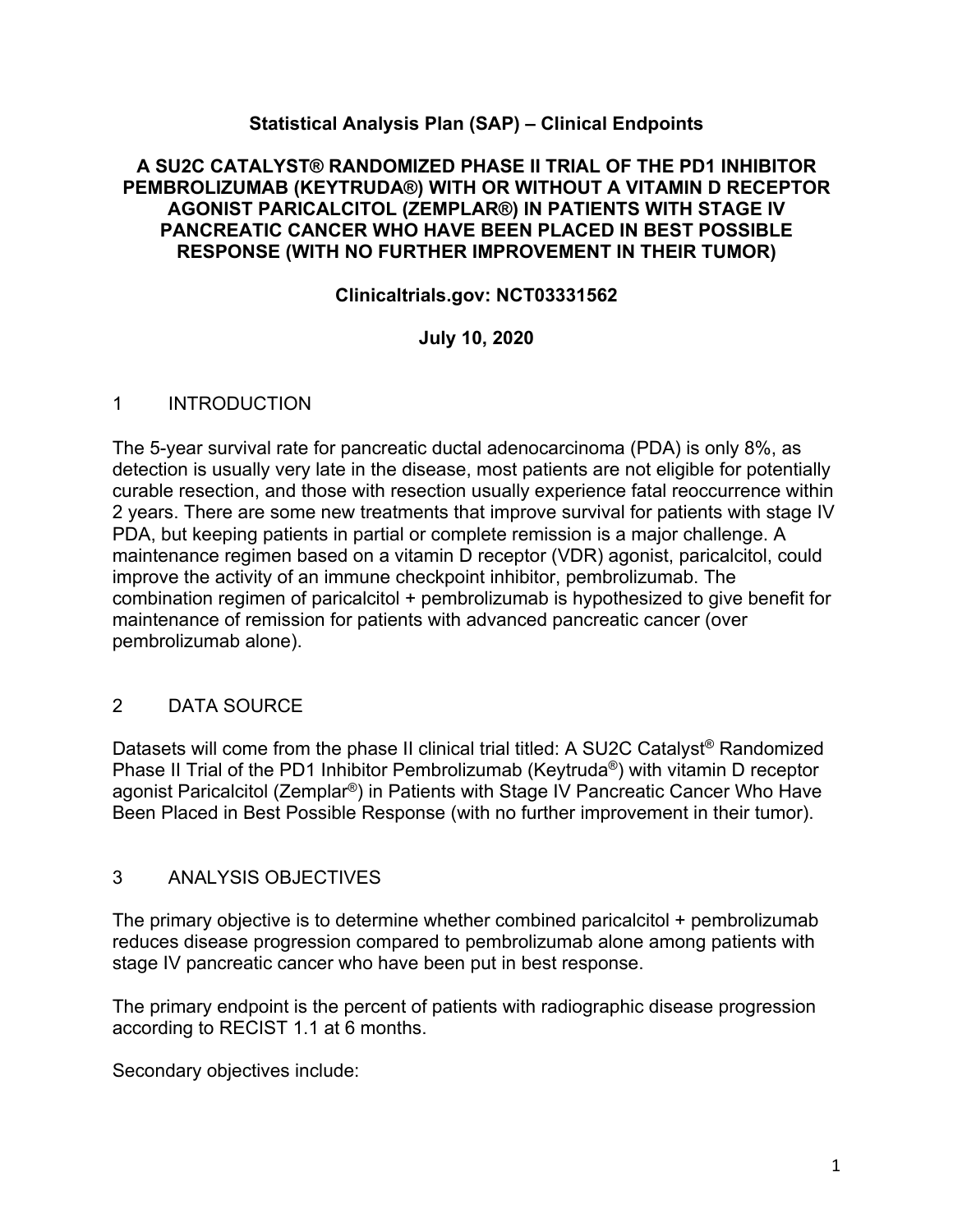# Statistical Analysis Plan (SAP) – Clinical Endpoints

## A SU2C CATALYST® RANDOMIZED PHASE II TRIAL OF THE PD1 INHIBITOR PEMBROLIZUMAB (KEYTRUDA®) WITH OR WITHOUT A VITAMIN D RECEPTOR AGONIST PARICALCITOL (ZEMPLAR®) IN PATIENTS WITH STAGE IV PANCREATIC CANCER WHO HAVE BEEN PLACED IN BEST POSSIBLE RESPONSE (WITH NO FURTHER IMPROVEMENT IN THEIR TUMOR)

**Clinicaltrials.gov: NCT03331562**

**July 10, 2020**

## 1 INTRODUCTION

The 5-year survival rate for pancreatic ductal adenocarcinoma (PDA) is only 8%, as detection is usually very late in the disease, most patients are not eligible for potentially curable resection, and those with resection usually experience fatal reoccurrence within 2 years. There are some new treatments that improve survival for patients with stage IV PDA, but keeping patients in partial or complete remission is a major challenge. A maintenance regimen based on a vitamin D receptor (VDR) agonist, paricalcitol, could improve the activity of an immune checkpoint inhibitor, pembrolizumab. The combination regimen of paricalcitol + pembrolizumab is hypothesized to give benefit for maintenance of remission for patients with advanced pancreatic cancer (over pembrolizumab alone).

## 2 DATA SOURCE

Datasets will come from the phase II clinical trial titled: A SU2C Catalyst® Randomized Phase II Trial of the PD1 Inhibitor Pembrolizumab (Keytruda®) with vitamin D receptor agonist Paricalcitol (Zemplar®) in Patients with Stage IV Pancreatic Cancer Who Have Been Placed in Best Possible Response (with no further improvement in their tumor).

## 3 ANALYSIS OBJECTIVES

The primary objective is to determine whether combined paricalcitol + pembrolizumab reduces disease progression compared to pembrolizumab alone among patients with stage IV pancreatic cancer who have been put in best response.

The primary endpoint is the percent of patients with radiographic disease progression according to RECIST 1.1 at 6 months.

Secondary objectives include: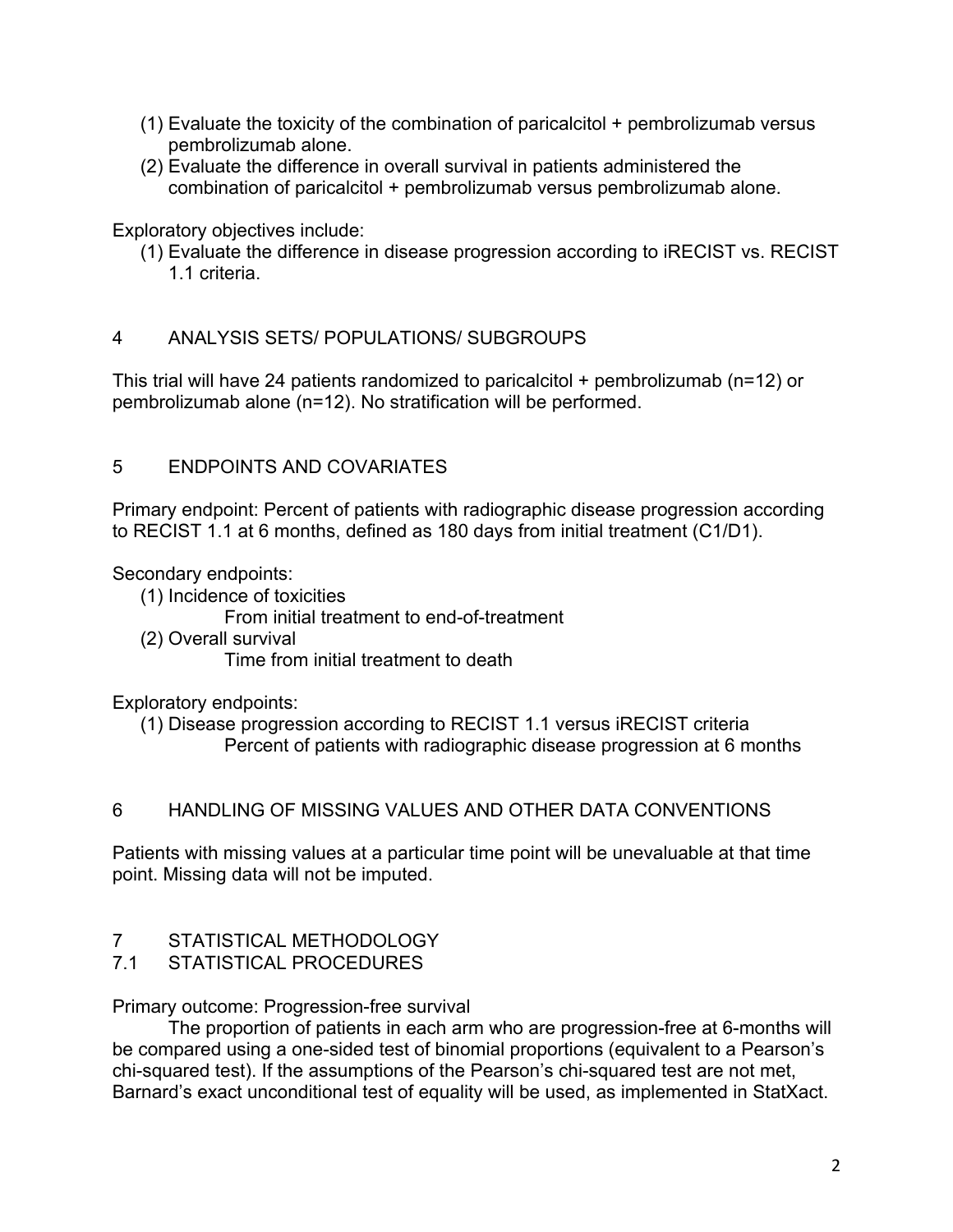(1) Evaluate the toxicity of the combination of paricalcitol + pembrolizumab versus pembrolizumab alone.
(2) Evaluate the difference in overall survival in patients administered the combination of paricalcitol + pembrolizumab versus pembrolizumab alone.

Exploratory objectives include:

(1) Evaluate the difference in disease progression according to iRECIST vs. RECIST 1.1 criteria.

## 4 ANALYSIS SETS/ POPULATIONS/ SUBGROUPS

This trial will have 24 patients randomized to paricalcitol + pembrolizumab (n=12) or pembrolizumab alone (n=12). No stratification will be performed.

## 5 ENDPOINTS AND COVARIATES

Primary endpoint: Percent of patients with radiographic disease progression according to RECIST 1.1 at 6 months, defined as 180 days from initial treatment (C1/D1).

Secondary endpoints:

(1) Incidence of toxicities
    From initial treatment to end-of-treatment
(2) Overall survival
    Time from initial treatment to death

Exploratory endpoints:

(1) Disease progression according to RECIST 1.1 versus iRECIST criteria
    Percent of patients with radiographic disease progression at 6 months

## 6 HANDLING OF MISSING VALUES AND OTHER DATA CONVENTIONS

Patients with missing values at a particular time point will be unevaluable at that time point. Missing data will not be imputed.

## 7 STATISTICAL METHODOLOGY

### 7.1 STATISTICAL PROCEDURES

Primary outcome: Progression-free survival

The proportion of patients in each arm who are progression-free at 6-months will be compared using a one-sided test of binomial proportions (equivalent to a Pearson's chi-squared test). If the assumptions of the Pearson's chi-squared test are not met, Barnard's exact unconditional test of equality will be used, as implemented in StatXact.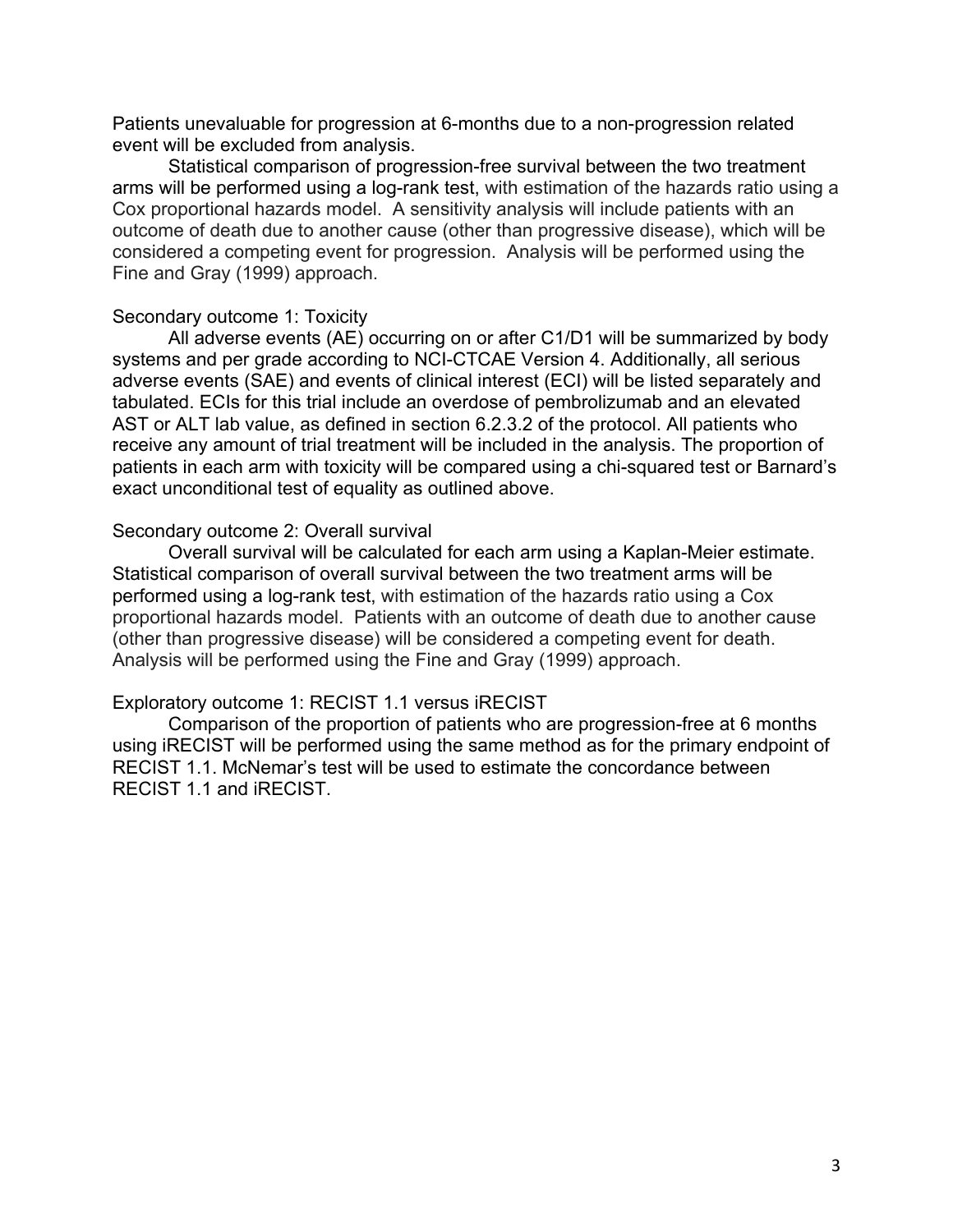Patients unevaluable for progression at 6-months due to a non-progression related event will be excluded from analysis.

Statistical comparison of progression-free survival between the two treatment arms will be performed using a log-rank test, with estimation of the hazards ratio using a Cox proportional hazards model. A sensitivity analysis will include patients with an outcome of death due to another cause (other than progressive disease), which will be considered a competing event for progression. Analysis will be performed using the Fine and Gray (1999) approach.

Secondary outcome 1: Toxicity

All adverse events (AE) occurring on or after C1/D1 will be summarized by body systems and per grade according to NCI-CTCAE Version 4. Additionally, all serious adverse events (SAE) and events of clinical interest (ECI) will be listed separately and tabulated. ECIs for this trial include an overdose of pembrolizumab and an elevated AST or ALT lab value, as defined in section 6.2.3.2 of the protocol. All patients who receive any amount of trial treatment will be included in the analysis. The proportion of patients in each arm with toxicity will be compared using a chi-squared test or Barnard's exact unconditional test of equality as outlined above.

Secondary outcome 2: Overall survival

Overall survival will be calculated for each arm using a Kaplan-Meier estimate. Statistical comparison of overall survival between the two treatment arms will be performed using a log-rank test, with estimation of the hazards ratio using a Cox proportional hazards model. Patients with an outcome of death due to another cause (other than progressive disease) will be considered a competing event for death. Analysis will be performed using the Fine and Gray (1999) approach.

Exploratory outcome 1: RECIST 1.1 versus iRECIST

Comparison of the proportion of patients who are progression-free at 6 months using iRECIST will be performed using the same method as for the primary endpoint of RECIST 1.1. McNemar's test will be used to estimate the concordance between RECIST 1.1 and iRECIST.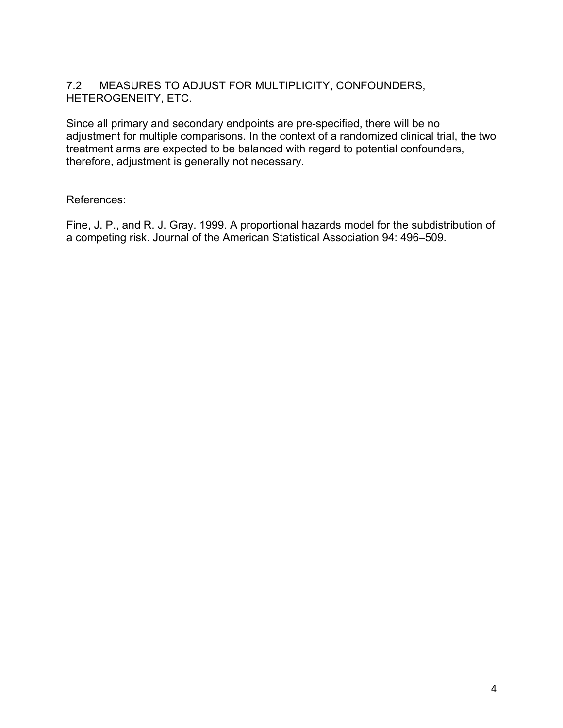## 7.2 MEASURES TO ADJUST FOR MULTIPLICITY, CONFOUNDERS, HETEROGENEITY, ETC.

Since all primary and secondary endpoints are pre-specified, there will be no adjustment for multiple comparisons. In the context of a randomized clinical trial, the two treatment arms are expected to be balanced with regard to potential confounders, therefore, adjustment is generally not necessary.

References:

Fine, J. P., and R. J. Gray. 1999. A proportional hazards model for the subdistribution of a competing risk. Journal of the American Statistical Association 94: 496–509.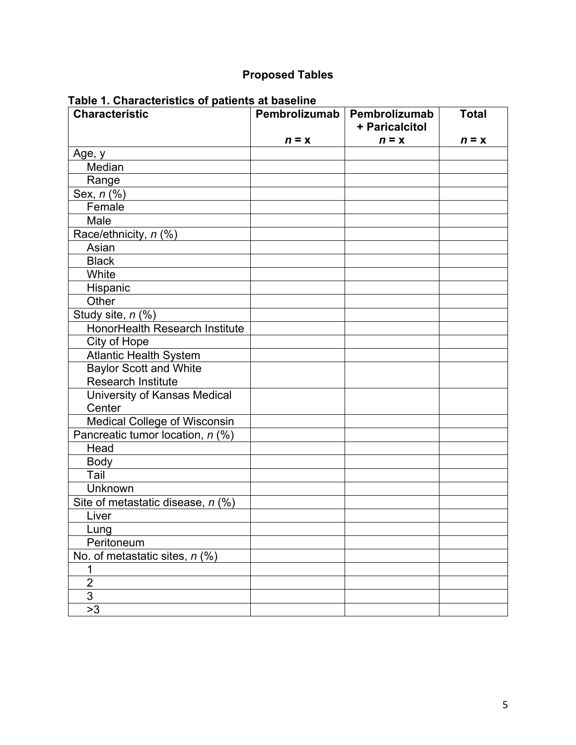## Proposed Tables

**Table 1. Characteristics of patients at baseline**

| Characteristic | Pembrolizumab<br>*n* = x | Pembrolizumab + Paricalcitol<br>*n* = x | Total<br>*n* = x |
|---|---|---|---|
| Age, y | | | |
| Median | | | |
| Range | | | |
| Sex, *n* (%) | | | |
| Female | | | |
| Male | | | |
| Race/ethnicity, *n* (%) | | | |
| Asian | | | |
| Black | | | |
| White | | | |
| Hispanic | | | |
| Other | | | |
| Study site, *n* (%) | | | |
| HonorHealth Research Institute | | | |
| City of Hope | | | |
| Atlantic Health System | | | |
| Baylor Scott and White Research Institute | | | |
| University of Kansas Medical Center | | | |
| Medical College of Wisconsin | | | |
| Pancreatic tumor location, *n* (%) | | | |
| Head | | | |
| Body | | | |
| Tail | | | |
| Unknown | | | |
| Site of metastatic disease, *n* (%) | | | |
| Liver | | | |
| Lung | | | |
| Peritoneum | | | |
| No. of metastatic sites, *n* (%) | | | |
| 1 | | | |
| 2 | | | |
| 3 | | | |
| >3 | | | |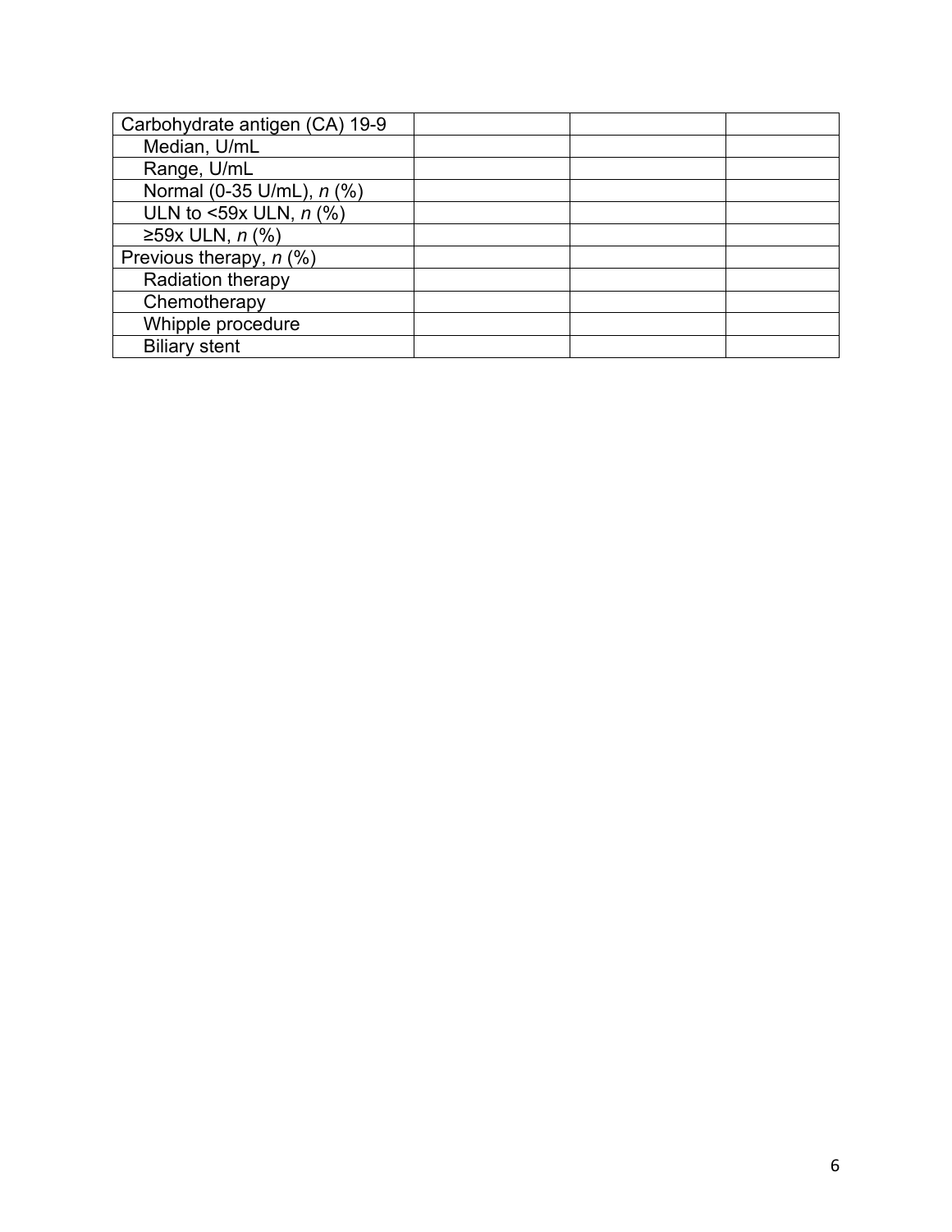| Carbohydrate antigen (CA) 19-9 | | | |
|---|---|---|---|
| Median, U/mL | | | |
| Range, U/mL | | | |
| Normal (0-35 U/mL), *n* (%) | | | |
| ULN to <59x ULN, *n* (%) | | | |
| ≥59x ULN, *n* (%) | | | |
| Previous therapy, *n* (%) | | | |
| Radiation therapy | | | |
| Chemotherapy | | | |
| Whipple procedure | | | |
| Biliary stent | | | |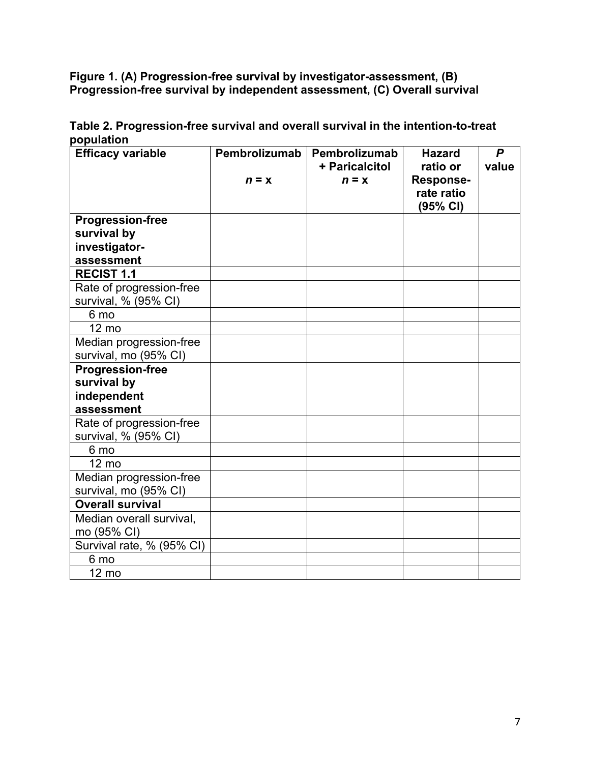**Figure 1. (A) Progression-free survival by investigator-assessment, (B) Progression-free survival by independent assessment, (C) Overall survival**

**Table 2. Progression-free survival and overall survival in the intention-to-treat population**

| **Efficacy variable** | **Pembrolizumab** <br> ***n* = x** | **Pembrolizumab + Paricalcitol** <br> ***n* = x** | **Hazard ratio or Response-rate ratio (95% CI)** | ***P* value** |
|---|---|---|---|---|
| **Progression-free survival by investigator-assessment** | | | | |
| **RECIST 1.1** | | | | |
| Rate of progression-free survival, % (95% CI) | | | | |
| 6 mo | | | | |
| 12 mo | | | | |
| Median progression-free survival, mo (95% CI) | | | | |
| **Progression-free survival by independent assessment** | | | | |
| Rate of progression-free survival, % (95% CI) | | | | |
| 6 mo | | | | |
| 12 mo | | | | |
| Median progression-free survival, mo (95% CI) | | | | |
| **Overall survival** | | | | |
| Median overall survival, mo (95% CI) | | | | |
| Survival rate, % (95% CI) | | | | |
| 6 mo | | | | |
| 12 mo | | | | |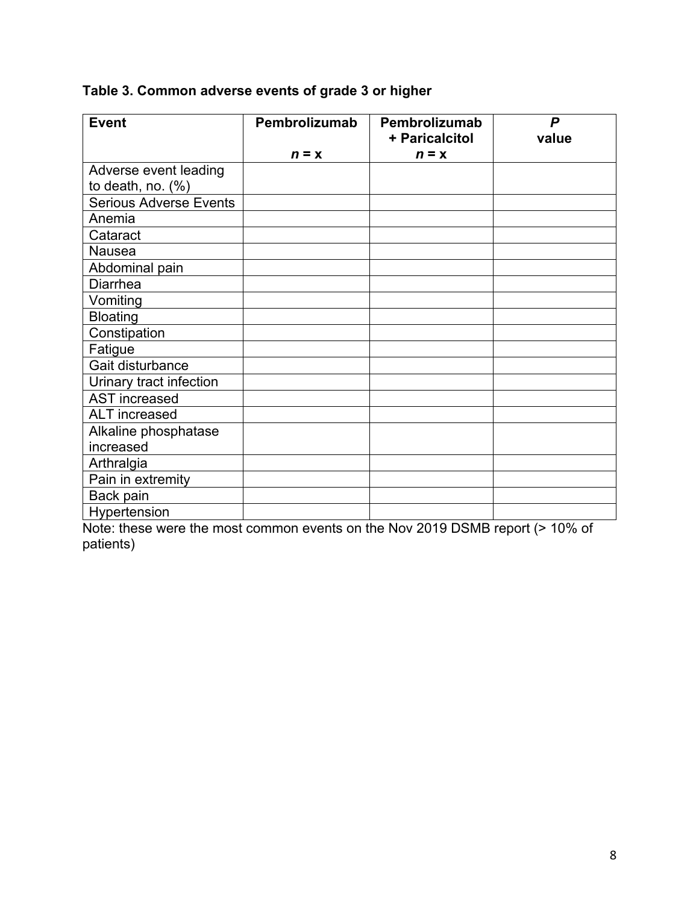**Table 3. Common adverse events of grade 3 or higher**

| Event | Pembrolizumab <br> *n* = x | Pembrolizumab + Paricalcitol <br> *n* = x | *P* value |
|---|---|---|---|
| Adverse event leading to death, no. (%) | | | |
| Serious Adverse Events | | | |
| Anemia | | | |
| Cataract | | | |
| Nausea | | | |
| Abdominal pain | | | |
| Diarrhea | | | |
| Vomiting | | | |
| Bloating | | | |
| Constipation | | | |
| Fatigue | | | |
| Gait disturbance | | | |
| Urinary tract infection | | | |
| AST increased | | | |
| ALT increased | | | |
| Alkaline phosphatase increased | | | |
| Arthralgia | | | |
| Pain in extremity | | | |
| Back pain | | | |
| Hypertension | | | |

Note: these were the most common events on the Nov 2019 DSMB report (> 10% of patients)